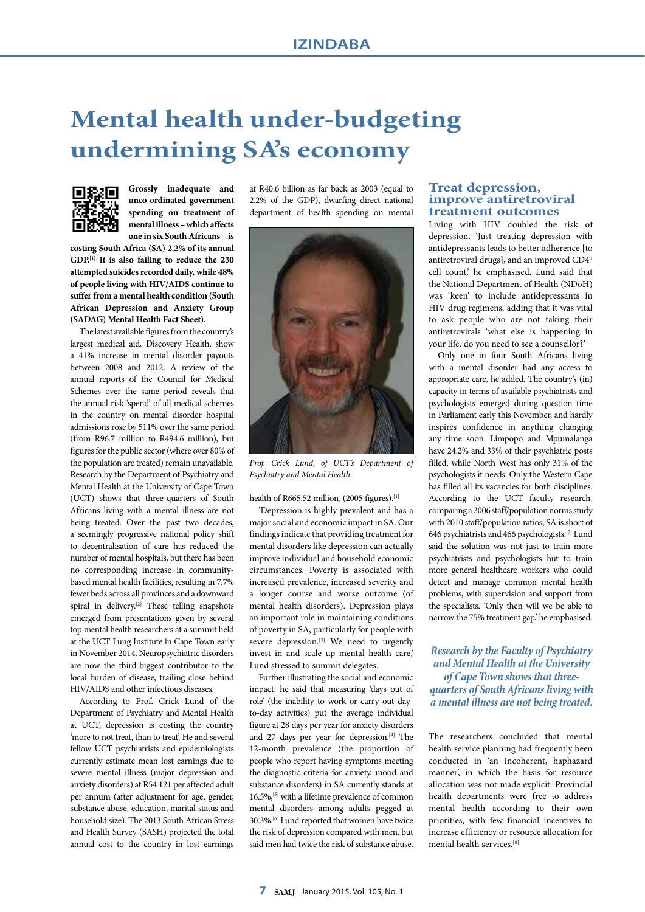# Mental health under-budgeting undermining SA's economy

**Grossly inadequate and unco-ordinated government spending on treatment of mental illness – which affects one in six South Africans – is costing South Africa (SA) 2.2% of its annual GDP.[1] It is also failing to reduce the 230 attempted suicides recorded daily, while 48% of people living with HIV/AIDS continue to suffer from a mental health condition (South African Depression and Anxiety Group (SADAG) Mental Health Fact Sheet).**

The latest available figures from the country's largest medical aid, Discovery Health, show a 41% increase in mental disorder payouts between 2008 and 2012. A review of the annual reports of the Council for Medical Schemes over the same period reveals that the annual risk 'spend' of all medical schemes in the country on mental disorder hospital admissions rose by 511% over the same period (from R96.7 million to R494.6 million), but figures for the public sector (where over 80% of the population are treated) remain unavailable. Research by the Department of Psychiatry and Mental Health at the University of Cape Town (UCT) shows that three-quarters of South Africans living with a mental illness are not being treated. Over the past two decades, a seemingly progressive national policy shift to decentralisation of care has reduced the number of mental hospitals, but there has been no corresponding increase in community-based mental health facilities, resulting in 7.7% fewer beds across all provinces and a downward spiral in delivery.[2] These telling snapshots emerged from presentations given by several top mental health researchers at a summit held at the UCT Lung Institute in Cape Town early in November 2014. Neuropsychiatric disorders are now the third-biggest contributor to the local burden of disease, trailing close behind HIV/AIDS and other infectious diseases.

According to Prof. Crick Lund of the Department of Psychiatry and Mental Health at UCT, depression is costing the country 'more to not treat, than to treat'. He and several fellow UCT psychiatrists and epidemiologists currently estimate mean lost earnings due to severe mental illness (major depression and anxiety disorders) at R54 121 per affected adult per annum (after adjustment for age, gender, substance abuse, education, marital status and household size). The 2013 South African Stress and Health Survey (SASH) projected the total annual cost to the country in lost earnings at R40.6 billion as far back as 2003 (equal to 2.2% of the GDP), dwarfing direct national department of health spending on mental health of R665.52 million, (2005 figures).[1]

*Prof. Crick Lund, of UCT's Department of Psychiatry and Mental Health.*

'Depression is highly prevalent and has a major social and economic impact in SA. Our findings indicate that providing treatment for mental disorders like depression can actually improve individual and household economic circumstances. Poverty is associated with increased prevalence, increased severity and a longer course and worse outcome (of mental health disorders). Depression plays an important role in maintaining conditions of poverty in SA, particularly for people with severe depression.[3] We need to urgently invest in and scale up mental health care,' Lund stressed to summit delegates.

Further illustrating the social and economic impact, he said that measuring 'days out of role' (the inability to work or carry out day-to-day activities) put the average individual figure at 28 days per year for anxiety disorders and 27 days per year for depression.[4] The 12-month prevalence (the proportion of people who report having symptoms meeting the diagnostic criteria for anxiety, mood and substance disorders) in SA currently stands at 16.5%,[5] with a lifetime prevalence of common mental disorders among adults pegged at 30.3%.[6] Lund reported that women have twice the risk of depression compared with men, but said men had twice the risk of substance abuse.

## Treat depression, improve antiretroviral treatment outcomes

Living with HIV doubled the risk of depression. 'Just treating depression with antidepressants leads to better adherence [to antiretroviral drugs], and an improved $CD4^+$ cell count,' he emphasised. Lund said that the National Department of Health (NDoH) was 'keen' to include antidepressants in HIV drug regimens, adding that it was vital to ask people who are not taking their antiretrovirals 'what else is happening in your life, do you need to see a counsellor?'

Only one in four South Africans living with a mental disorder had any access to appropriate care, he added. The country's (in) capacity in terms of available psychiatrists and psychologists emerged during question time in Parliament early this November, and hardly inspires confidence in anything changing any time soon. Limpopo and Mpumalanga have 24.2% and 33% of their psychiatric posts filled, while North West has only 31% of the psychologists it needs. Only the Western Cape has filled all its vacancies for both disciplines. According to the UCT faculty research, comparing a 2006 staff/population norms study with 2010 staff/population ratios, SA is short of 646 psychiatrists and 466 psychologists.[7] Lund said the solution was not just to train more psychiatrists and psychologists but to train more general healthcare workers who could detect and manage common mental health problems, with supervision and support from the specialists. 'Only then will we be able to narrow the 75% treatment gap,' he emphasised.

***Research by the Faculty of Psychiatry and Mental Health at the University of Cape Town shows that three-quarters of South Africans living with a mental illness are not being treated.***

The researchers concluded that mental health service planning had frequently been conducted in 'an incoherent, haphazard manner', in which the basis for resource allocation was not made explicit. Provincial health departments were free to address mental health according to their own priorities, with few financial incentives to increase efficiency or resource allocation for mental health services.[8]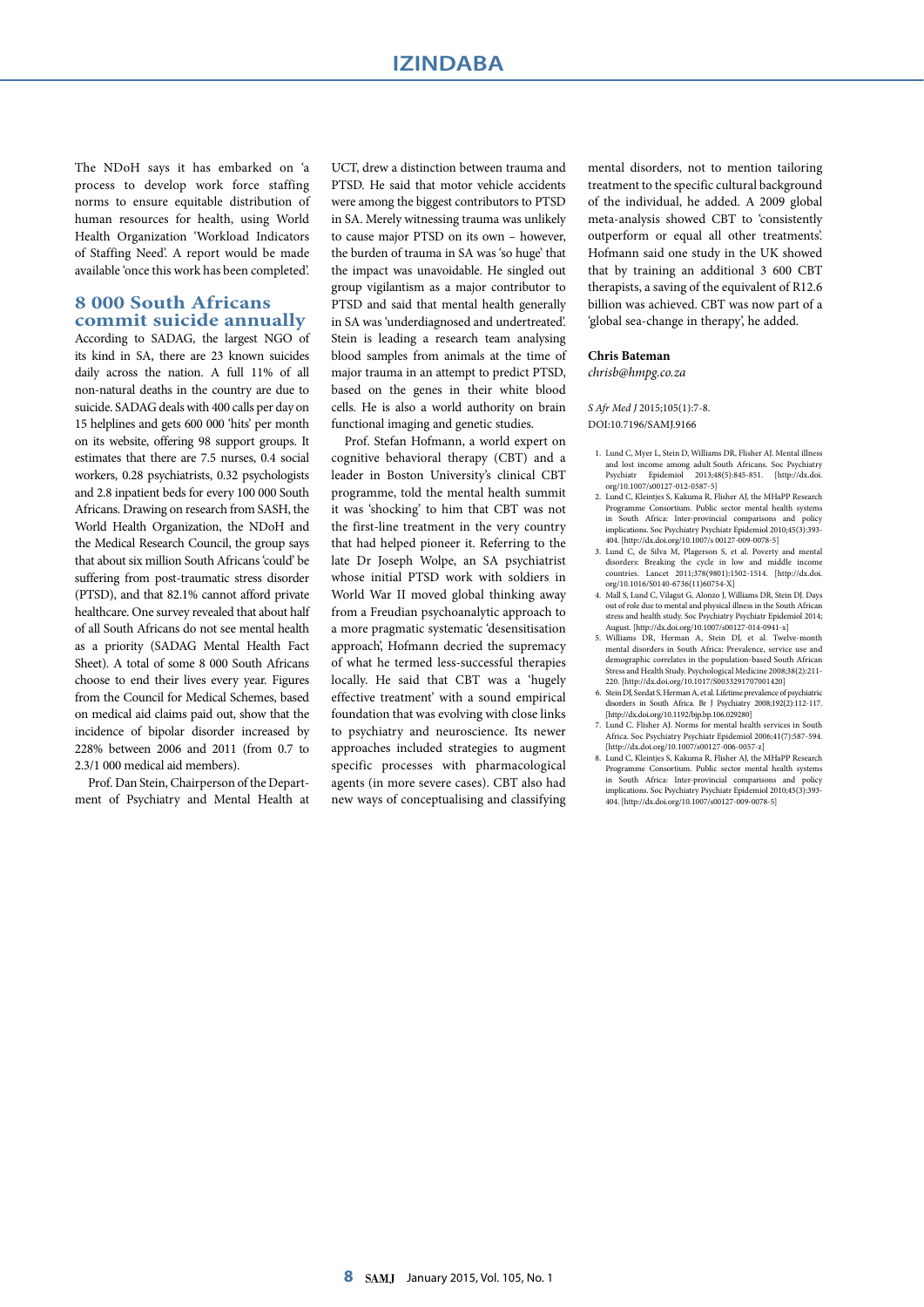The NDoH says it has embarked on 'a process to develop work force staffing norms to ensure equitable distribution of human resources for health, using World Health Organization 'Workload Indicators of Staffing Need'. A report would be made available 'once this work has been completed'.

## 8 000 South Africans commit suicide annually

According to SADAG, the largest NGO of its kind in SA, there are 23 known suicides daily across the nation. A full 11% of all non-natural deaths in the country are due to suicide. SADAG deals with 400 calls per day on 15 helplines and gets 600 000 'hits' per month on its website, offering 98 support groups. It estimates that there are 7.5 nurses, 0.4 social workers, 0.28 psychiatrists, 0.32 psychologists and 2.8 inpatient beds for every 100 000 South Africans. Drawing on research from SASH, the World Health Organization, the NDoH and the Medical Research Council, the group says that about six million South Africans 'could' be suffering from post-traumatic stress disorder (PTSD), and that 82.1% cannot afford private healthcare. One survey revealed that about half of all South Africans do not see mental health as a priority (SADAG Mental Health Fact Sheet). A total of some 8 000 South Africans choose to end their lives every year. Figures from the Council for Medical Schemes, based on medical aid claims paid out, show that the incidence of bipolar disorder increased by 228% between 2006 and 2011 (from 0.7 to 2.3/1 000 medical aid members).

Prof. Dan Stein, Chairperson of the Department of Psychiatry and Mental Health at UCT, drew a distinction between trauma and PTSD. He said that motor vehicle accidents were among the biggest contributors to PTSD in SA. Merely witnessing trauma was unlikely to cause major PTSD on its own – however, the burden of trauma in SA was 'so huge' that the impact was unavoidable. He singled out group vigilantism as a major contributor to PTSD and said that mental health generally in SA was 'underdiagnosed and undertreated'. Stein is leading a research team analysing blood samples from animals at the time of major trauma in an attempt to predict PTSD, based on the genes in their white blood cells. He is also a world authority on brain functional imaging and genetic studies.

Prof. Stefan Hofmann, a world expert on cognitive behavioral therapy (CBT) and a leader in Boston University's clinical CBT programme, told the mental health summit it was 'shocking' to him that CBT was not the first-line treatment in the very country that had helped pioneer it. Referring to the late Dr Joseph Wolpe, an SA psychiatrist whose initial PTSD work with soldiers in World War II moved global thinking away from a Freudian psychoanalytic approach to a more pragmatic systematic 'desensitisation approach', Hofmann decried the supremacy of what he termed less-successful therapies locally. He said that CBT was a 'hugely effective treatment' with a sound empirical foundation that was evolving with close links to psychiatry and neuroscience. Its newer approaches included strategies to augment specific processes with pharmacological agents (in more severe cases). CBT also had new ways of conceptualising and classifying mental disorders, not to mention tailoring treatment to the specific cultural background of the individual, he added. A 2009 global meta-analysis showed CBT to 'consistently outperform or equal all other treatments'. Hofmann said one study in the UK showed that by training an additional 3 600 CBT therapists, a saving of the equivalent of R12.6 billion was achieved. CBT was now part of a 'global sea-change in therapy', he added.

**Chris Bateman**
*chrisb@hmpg.co.za*

*S Afr Med J* 2015;105(1):7-8. DOI:10.7196/SAMJ.9166

1. Lund C, Myer L, Stein D, Williams DR, Flisher AJ. Mental illness and lost income among adult South Africans. Soc Psychiatry Psychiatr Epidemiol 2013;48(5):845-851. [http://dx.doi.org/10.1007/s00127-012-0587-5]
2. Lund C, Kleintjes S, Kakuma R, Flisher AJ, the MHaPP Research Programme Consortium. Public sector mental health systems in South Africa: Inter-provincial comparisons and policy implications. Soc Psychiatry Psychiatr Epidemiol 2010;45(3):393-404. [http://dx.doi.org/10.1007/s 00127-009-0078-5]
3. Lund C, de Silva M, Plagerson S, et al. Poverty and mental disorders: Breaking the cycle in low and middle income countries. Lancet 2011;378(9801):1502-1514. [http://dx.doi.org/10.1016/S0140-6736(11)60754-X]
4. Mall S, Lund C, Vilagut G, Alonzo J, Williams DR, Stein DJ. Days out of role due to mental and physical illness in the South African stress and health study. Soc Psychiatry Psychiatr Epidemiol 2014; August. [http://dx.doi.org/10.1007/s00127-014-0941-x]
5. Williams DR, Herman A, Stein DJ, et al. Twelve-month mental disorders in South Africa: Prevalence, service use and demographic correlates in the population-based South African Stress and Health Study. Psychological Medicine 2008;38(2):211-220. [http://dx.doi.org/10.1017/S0033291707001420]
6. Stein DJ, Seedat S, Herman A, et al. Lifetime prevalence of psychiatric disorders in South Africa. Br J Psychiatry 2008;192(2):112-117. [http://dx.doi.org/10.1192/bjp.bp.106.029280]
7. Lund C. Flisher AJ. Norms for mental health services in South Africa. Soc Psychiatry Psychiatr Epidemiol 2006;41(7):587-594. [http://dx.doi.org/10.1007/s00127-006-0057-z]
8. Lund C, Kleintjes S, Kakuma R, Flisher AJ, the MHaPP Research Programme Consortium. Public sector mental health systems in South Africa: Inter-provincial comparisons and policy implications. Soc Psychiatry Psychiatr Epidemiol 2010;45(3):393-404. [http://dx.doi.org/10.1007/s00127-009-0078-5]